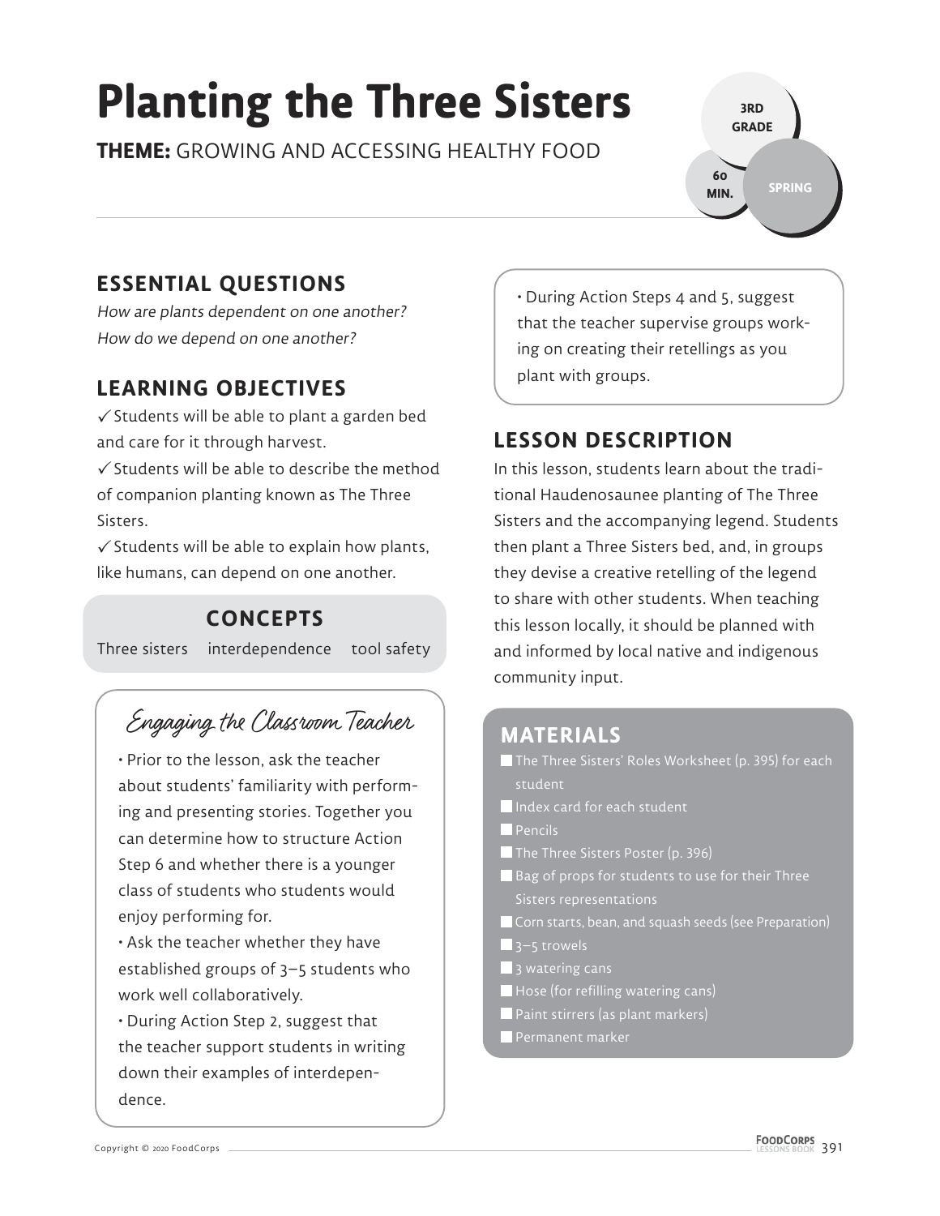# Planting the Three Sisters

**THEME:** GROWING AND ACCESSING HEALTHY FOOD

3RD GRADE

60 MIN.

SPRING

## ESSENTIAL QUESTIONS

*How are plants dependent on one another?*
*How do we depend on one another?*

## LEARNING OBJECTIVES

✓ Students will be able to plant a garden bed and care for it through harvest.

✓ Students will be able to describe the method of companion planting known as The Three Sisters.

✓ Students will be able to explain how plants, like humans, can depend on one another.

## CONCEPTS

Three sisters interdependence tool safety

## Engaging the Classroom Teacher

- Prior to the lesson, ask the teacher about students' familiarity with performing and presenting stories. Together you can determine how to structure Action Step 6 and whether there is a younger class of students who students would enjoy performing for.
- Ask the teacher whether they have established groups of 3–5 students who work well collaboratively.
- During Action Step 2, suggest that the teacher support students in writing down their examples of interdependence.
- During Action Steps 4 and 5, suggest that the teacher supervise groups working on creating their retellings as you plant with groups.

## LESSON DESCRIPTION

In this lesson, students learn about the traditional Haudenosaunee planting of The Three Sisters and the accompanying legend. Students then plant a Three Sisters bed, and, in groups they devise a creative retelling of the legend to share with other students. When teaching this lesson locally, it should be planned with and informed by local native and indigenous community input.

## MATERIALS

- The Three Sisters' Roles Worksheet (p. 395) for each student
- Index card for each student
- Pencils
- The Three Sisters Poster (p. 396)
- Bag of props for students to use for their Three Sisters representations
- Corn starts, bean, and squash seeds (see Preparation)
- 3–5 trowels
- 3 watering cans
- Hose (for refilling watering cans)
- Paint stirrers (as plant markers)
- Permanent marker

Copyright © 2020 FoodCorps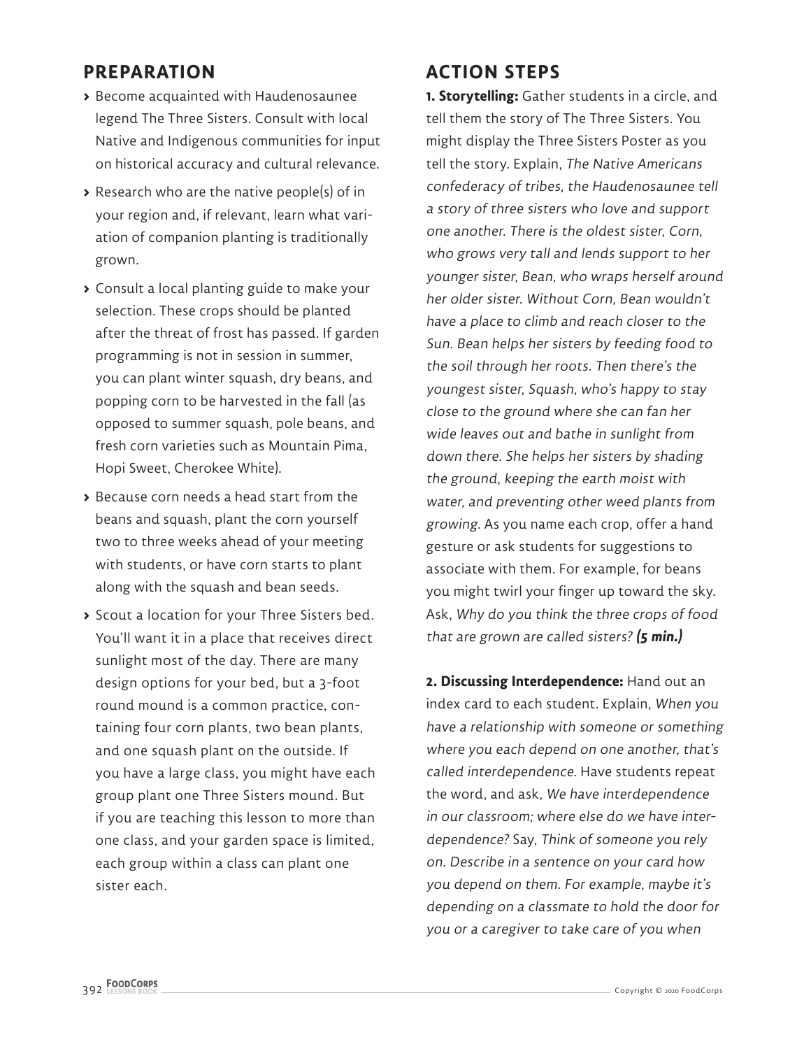## PREPARATION

- Become acquainted with Haudenosaunee legend The Three Sisters. Consult with local Native and Indigenous communities for input on historical accuracy and cultural relevance.
- Research who are the native people(s) of in your region and, if relevant, learn what variation of companion planting is traditionally grown.
- Consult a local planting guide to make your selection. These crops should be planted after the threat of frost has passed. If garden programming is not in session in summer, you can plant winter squash, dry beans, and popping corn to be harvested in the fall (as opposed to summer squash, pole beans, and fresh corn varieties such as Mountain Pima, Hopi Sweet, Cherokee White).
- Because corn needs a head start from the beans and squash, plant the corn yourself two to three weeks ahead of your meeting with students, or have corn starts to plant along with the squash and bean seeds.
- Scout a location for your Three Sisters bed. You'll want it in a place that receives direct sunlight most of the day. There are many design options for your bed, but a 3-foot round mound is a common practice, containing four corn plants, two bean plants, and one squash plant on the outside. If you have a large class, you might have each group plant one Three Sisters mound. But if you are teaching this lesson to more than one class, and your garden space is limited, each group within a class can plant one sister each.

## ACTION STEPS

**1. Storytelling:** Gather students in a circle, and tell them the story of The Three Sisters. You might display the Three Sisters Poster as you tell the story. Explain, *The Native Americans confederacy of tribes, the Haudenosaunee tell a story of three sisters who love and support one another. There is the oldest sister, Corn, who grows very tall and lends support to her younger sister, Bean, who wraps herself around her older sister. Without Corn, Bean wouldn't have a place to climb and reach closer to the Sun. Bean helps her sisters by feeding food to the soil through her roots. Then there's the youngest sister, Squash, who's happy to stay close to the ground where she can fan her wide leaves out and bathe in sunlight from down there. She helps her sisters by shading the ground, keeping the earth moist with water, and preventing other weed plants from growing.* As you name each crop, offer a hand gesture or ask students for suggestions to associate with them. For example, for beans you might twirl your finger up toward the sky. Ask, *Why do you think the three crops of food that are grown are called sisters?* ***(5 min.)***

**2. Discussing Interdependence:** Hand out an index card to each student. Explain, *When you have a relationship with someone or something where you each depend on one another, that's called interdependence.* Have students repeat the word, and ask, *We have interdependence in our classroom; where else do we have interdependence?* Say, *Think of someone you rely on. Describe in a sentence on your card how you depend on them. For example, maybe it's depending on a classmate to hold the door for you or a caregiver to take care of you when*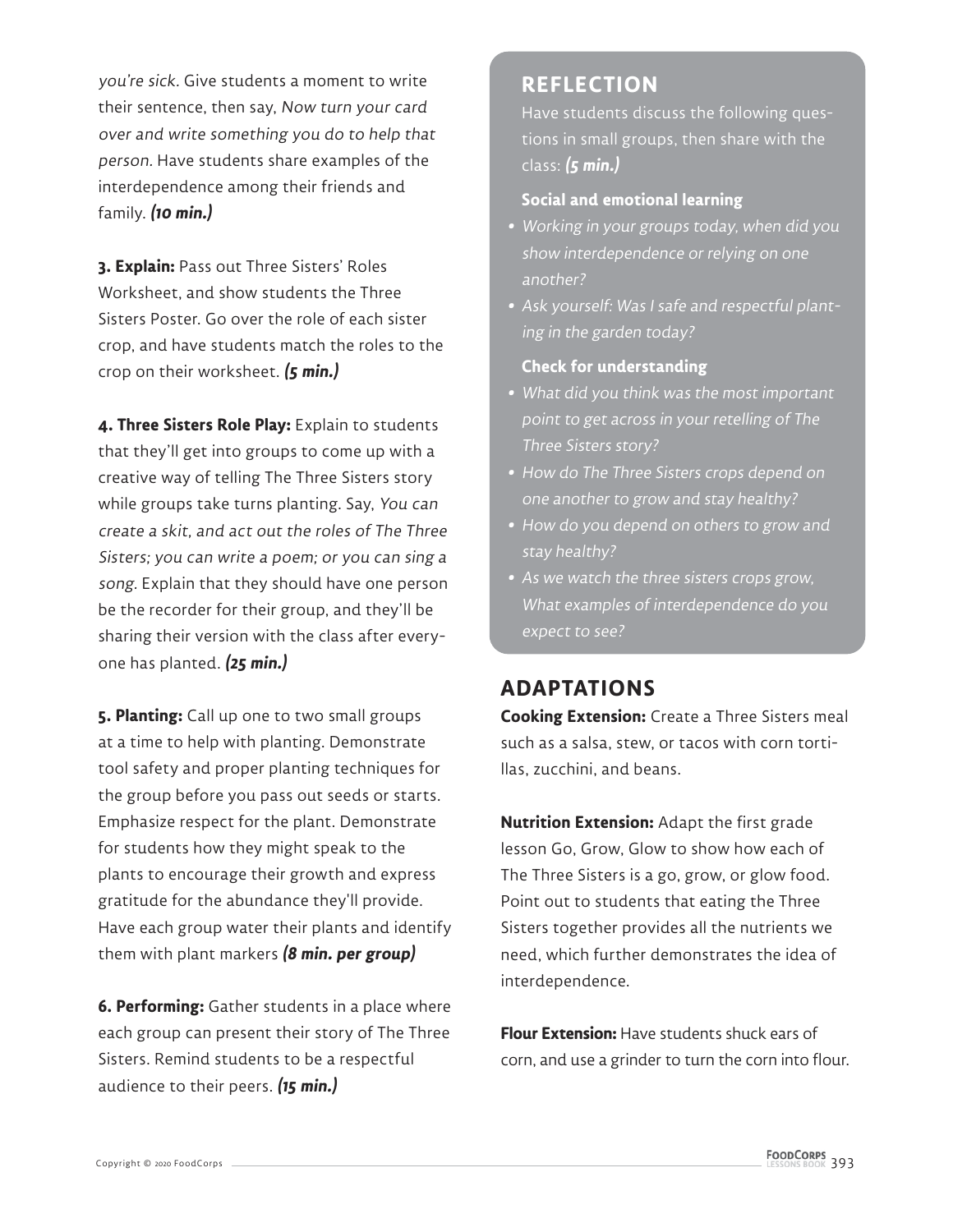*you're sick*. Give students a moment to write their sentence, then say, *Now turn your card over and write something you do to help that person.* Have students share examples of the interdependence among their friends and family. ***(10 min.)***

**3. Explain:** Pass out Three Sisters' Roles Worksheet, and show students the Three Sisters Poster. Go over the role of each sister crop, and have students match the roles to the crop on their worksheet. ***(5 min.)***

**4. Three Sisters Role Play:** Explain to students that they'll get into groups to come up with a creative way of telling The Three Sisters story while groups take turns planting. Say, *You can create a skit, and act out the roles of The Three Sisters; you can write a poem; or you can sing a song*. Explain that they should have one person be the recorder for their group, and they'll be sharing their version with the class after everyone has planted. ***(25 min.)***

**5. Planting:** Call up one to two small groups at a time to help with planting. Demonstrate tool safety and proper planting techniques for the group before you pass out seeds or starts. Emphasize respect for the plant. Demonstrate for students how they might speak to the plants to encourage their growth and express gratitude for the abundance they'll provide. Have each group water their plants and identify them with plant markers ***(8 min. per group)***

**6. Performing:** Gather students in a place where each group can present their story of The Three Sisters. Remind students to be a respectful audience to their peers. ***(15 min.)***

## REFLECTION

Have students discuss the following questions in small groups, then share with the class: ***(5 min.)***

**Social and emotional learning**

- *Working in your groups today, when did you show interdependence or relying on one another?*
- *Ask yourself: Was I safe and respectful planting in the garden today?*

**Check for understanding**

- *What did you think was the most important point to get across in your retelling of The Three Sisters story?*
- *How do The Three Sisters crops depend on one another to grow and stay healthy?*
- *How do you depend on others to grow and stay healthy?*
- *As we watch the three sisters crops grow, What examples of interdependence do you expect to see?*

## ADAPTATIONS

**Cooking Extension:** Create a Three Sisters meal such as a salsa, stew, or tacos with corn tortillas, zucchini, and beans.

**Nutrition Extension:** Adapt the first grade lesson Go, Grow, Glow to show how each of The Three Sisters is a go, grow, or glow food. Point out to students that eating the Three Sisters together provides all the nutrients we need, which further demonstrates the idea of interdependence.

**Flour Extension:** Have students shuck ears of corn, and use a grinder to turn the corn into flour.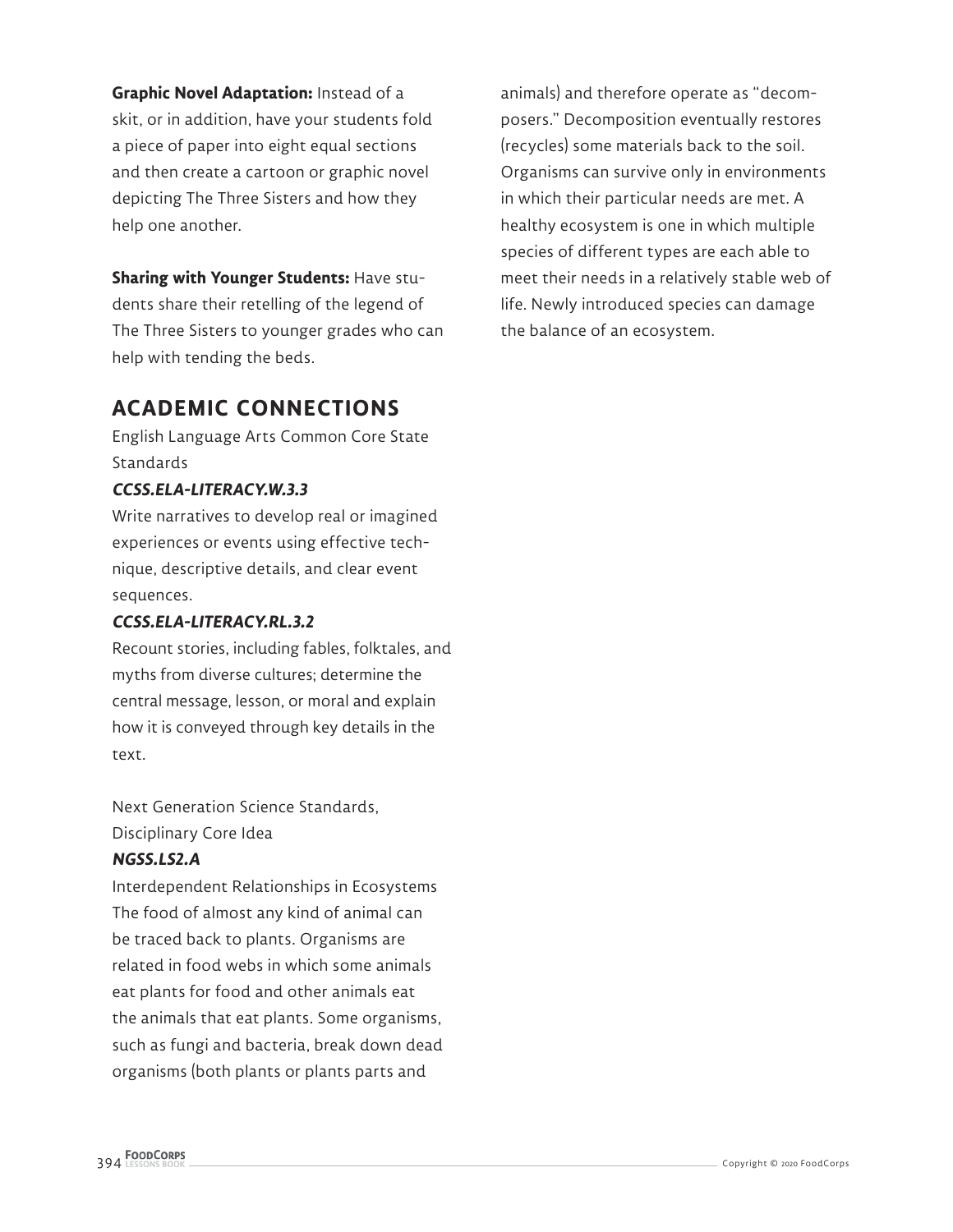**Graphic Novel Adaptation:** Instead of a skit, or in addition, have your students fold a piece of paper into eight equal sections and then create a cartoon or graphic novel depicting The Three Sisters and how they help one another.

**Sharing with Younger Students:** Have students share their retelling of the legend of The Three Sisters to younger grades who can help with tending the beds.

## ACADEMIC CONNECTIONS

English Language Arts Common Core State Standards

***CCSS.ELA-LITERACY.W.3.3***

Write narratives to develop real or imagined experiences or events using effective technique, descriptive details, and clear event sequences.

***CCSS.ELA-LITERACY.RL.3.2***

Recount stories, including fables, folktales, and myths from diverse cultures; determine the central message, lesson, or moral and explain how it is conveyed through key details in the text.

Next Generation Science Standards, Disciplinary Core Idea

***NGSS.LS2.A***

Interdependent Relationships in Ecosystems The food of almost any kind of animal can be traced back to plants. Organisms are related in food webs in which some animals eat plants for food and other animals eat the animals that eat plants. Some organisms, such as fungi and bacteria, break down dead organisms (both plants or plants parts and animals) and therefore operate as "decomposers." Decomposition eventually restores (recycles) some materials back to the soil. Organisms can survive only in environments in which their particular needs are met. A healthy ecosystem is one in which multiple species of different types are each able to meet their needs in a relatively stable web of life. Newly introduced species can damage the balance of an ecosystem.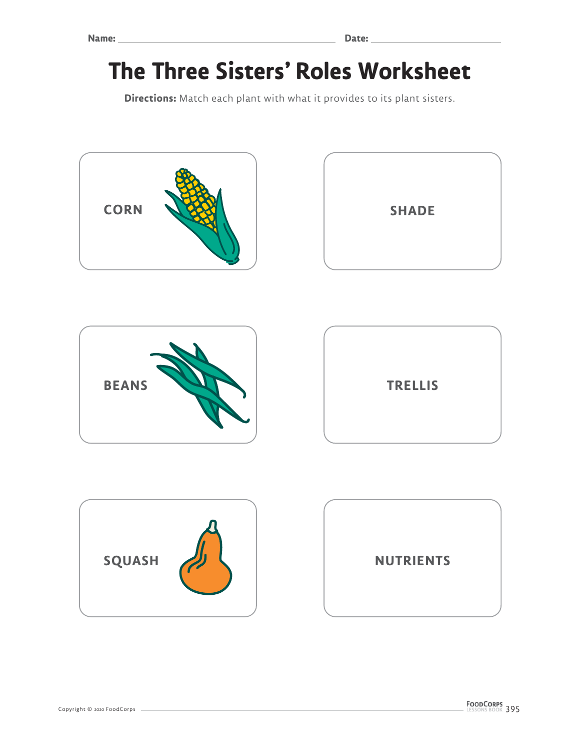Name: ______________________ Date: ______________

# The Three Sisters' Roles Worksheet

**Directions:** Match each plant with what it provides to its plant sisters.

| | |
|---|---|
| CORN | SHADE |
| BEANS | TRELLIS |
| SQUASH | NUTRIENTS |

Copyright © 2020 FoodCorps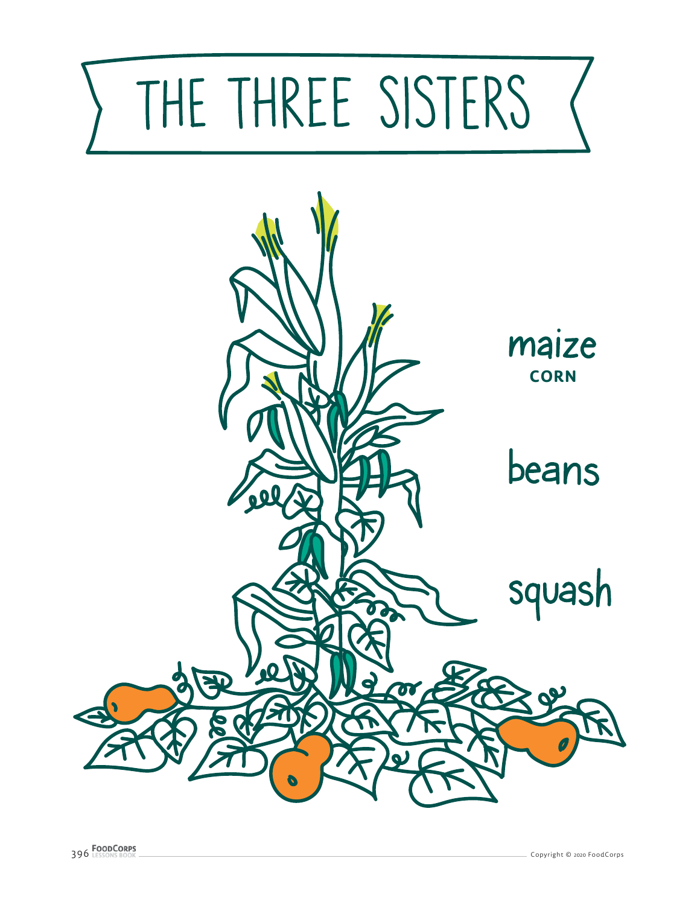# THE THREE SISTERS

maize
**CORN**

beans

squash